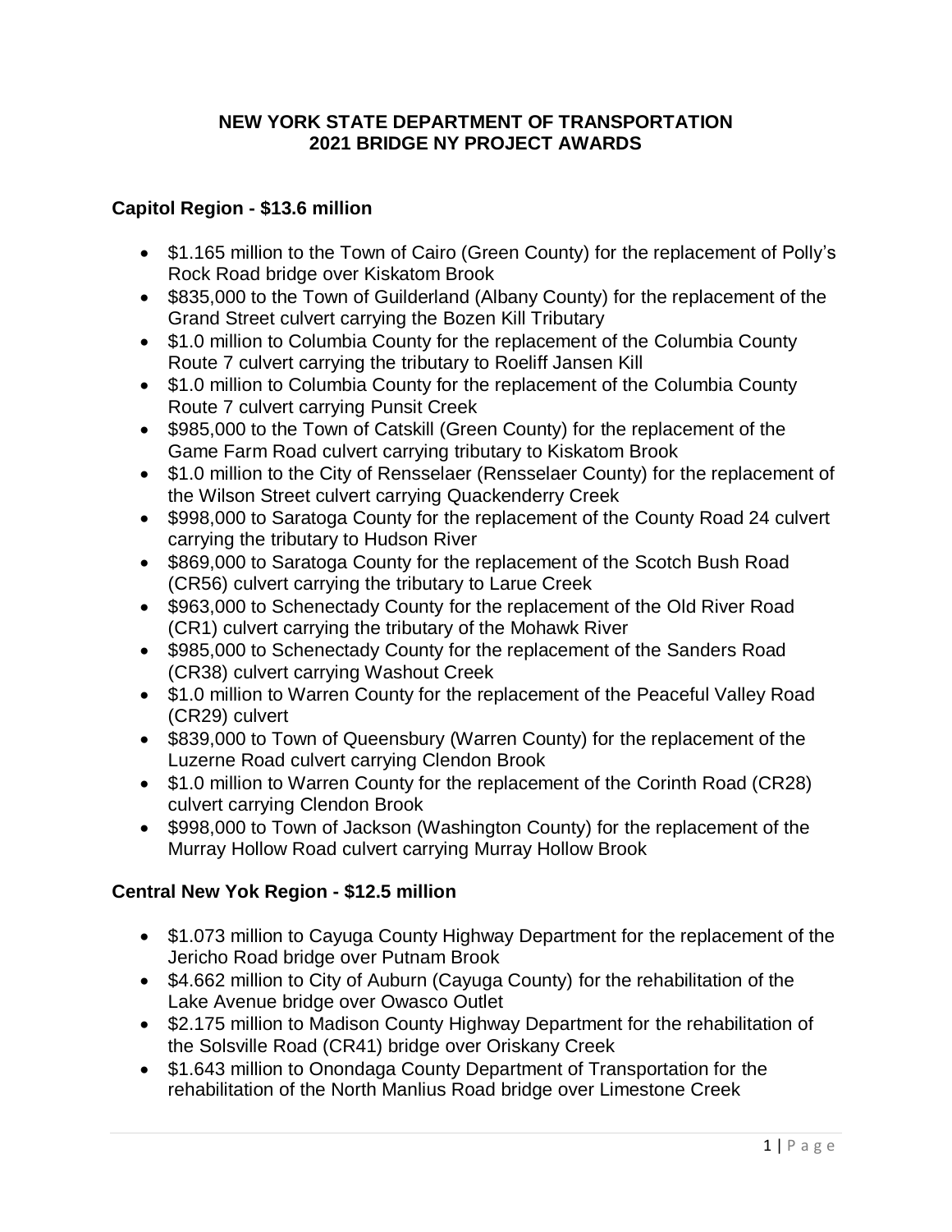# NEW YORK STATE DEPARTMENT OF TRANSPORTATION
# 2021 BRIDGE NY PROJECT AWARDS

## Capitol Region - $13.6 million

- $1.165 million to the Town of Cairo (Green County) for the replacement of Polly's Rock Road bridge over Kiskatom Brook
- $835,000 to the Town of Guilderland (Albany County) for the replacement of the Grand Street culvert carrying the Bozen Kill Tributary
- $1.0 million to Columbia County for the replacement of the Columbia County Route 7 culvert carrying the tributary to Roeliff Jansen Kill
- $1.0 million to Columbia County for the replacement of the Columbia County Route 7 culvert carrying Punsit Creek
- $985,000 to the Town of Catskill (Green County) for the replacement of the Game Farm Road culvert carrying tributary to Kiskatom Brook
- $1.0 million to the City of Rensselaer (Rensselaer County) for the replacement of the Wilson Street culvert carrying Quackenderry Creek
- $998,000 to Saratoga County for the replacement of the County Road 24 culvert carrying the tributary to Hudson River
- $869,000 to Saratoga County for the replacement of the Scotch Bush Road (CR56) culvert carrying the tributary to Larue Creek
- $963,000 to Schenectady County for the replacement of the Old River Road (CR1) culvert carrying the tributary of the Mohawk River
- $985,000 to Schenectady County for the replacement of the Sanders Road (CR38) culvert carrying Washout Creek
- $1.0 million to Warren County for the replacement of the Peaceful Valley Road (CR29) culvert
- $839,000 to Town of Queensbury (Warren County) for the replacement of the Luzerne Road culvert carrying Clendon Brook
- $1.0 million to Warren County for the replacement of the Corinth Road (CR28) culvert carrying Clendon Brook
- $998,000 to Town of Jackson (Washington County) for the replacement of the Murray Hollow Road culvert carrying Murray Hollow Brook

## Central New Yok Region - $12.5 million

- $1.073 million to Cayuga County Highway Department for the replacement of the Jericho Road bridge over Putnam Brook
- $4.662 million to City of Auburn (Cayuga County) for the rehabilitation of the Lake Avenue bridge over Owasco Outlet
- $2.175 million to Madison County Highway Department for the rehabilitation of the Solsville Road (CR41) bridge over Oriskany Creek
- $1.643 million to Onondaga County Department of Transportation for the rehabilitation of the North Manlius Road bridge over Limestone Creek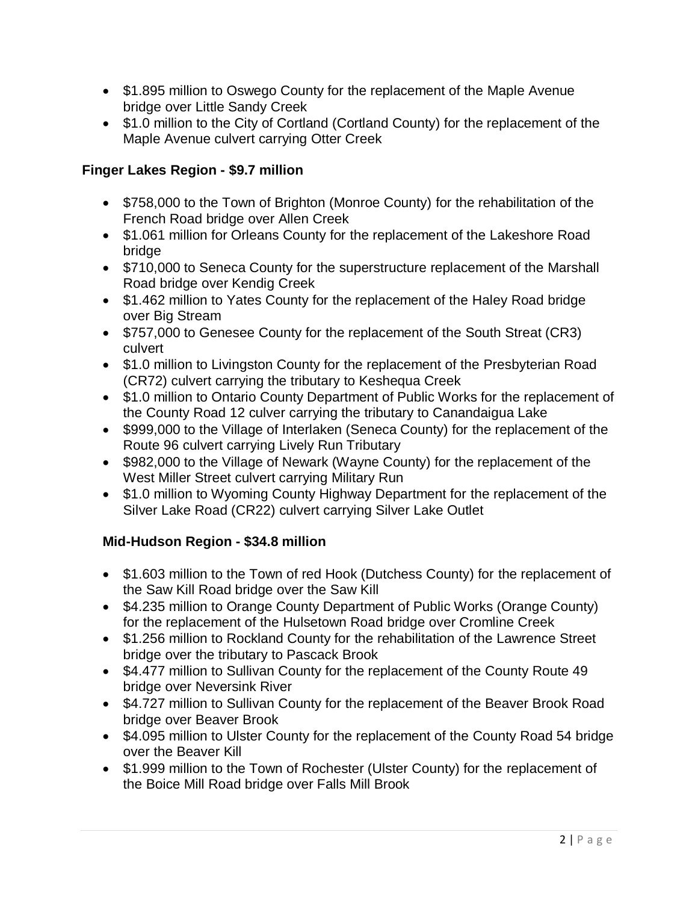- $1.895 million to Oswego County for the replacement of the Maple Avenue bridge over Little Sandy Creek
- $1.0 million to the City of Cortland (Cortland County) for the replacement of the Maple Avenue culvert carrying Otter Creek

**Finger Lakes Region - $9.7 million**

- $758,000 to the Town of Brighton (Monroe County) for the rehabilitation of the French Road bridge over Allen Creek
- $1.061 million for Orleans County for the replacement of the Lakeshore Road bridge
- $710,000 to Seneca County for the superstructure replacement of the Marshall Road bridge over Kendig Creek
- $1.462 million to Yates County for the replacement of the Haley Road bridge over Big Stream
- $757,000 to Genesee County for the replacement of the South Streat (CR3) culvert
- $1.0 million to Livingston County for the replacement of the Presbyterian Road (CR72) culvert carrying the tributary to Keshequa Creek
- $1.0 million to Ontario County Department of Public Works for the replacement of the County Road 12 culver carrying the tributary to Canandaigua Lake
- $999,000 to the Village of Interlaken (Seneca County) for the replacement of the Route 96 culvert carrying Lively Run Tributary
- $982,000 to the Village of Newark (Wayne County) for the replacement of the West Miller Street culvert carrying Military Run
- $1.0 million to Wyoming County Highway Department for the replacement of the Silver Lake Road (CR22) culvert carrying Silver Lake Outlet

**Mid-Hudson Region - $34.8 million**

- $1.603 million to the Town of red Hook (Dutchess County) for the replacement of the Saw Kill Road bridge over the Saw Kill
- $4.235 million to Orange County Department of Public Works (Orange County) for the replacement of the Hulsetown Road bridge over Cromline Creek
- $1.256 million to Rockland County for the rehabilitation of the Lawrence Street bridge over the tributary to Pascack Brook
- $4.477 million to Sullivan County for the replacement of the County Route 49 bridge over Neversink River
- $4.727 million to Sullivan County for the replacement of the Beaver Brook Road bridge over Beaver Brook
- $4.095 million to Ulster County for the replacement of the County Road 54 bridge over the Beaver Kill
- $1.999 million to the Town of Rochester (Ulster County) for the replacement of the Boice Mill Road bridge over Falls Mill Brook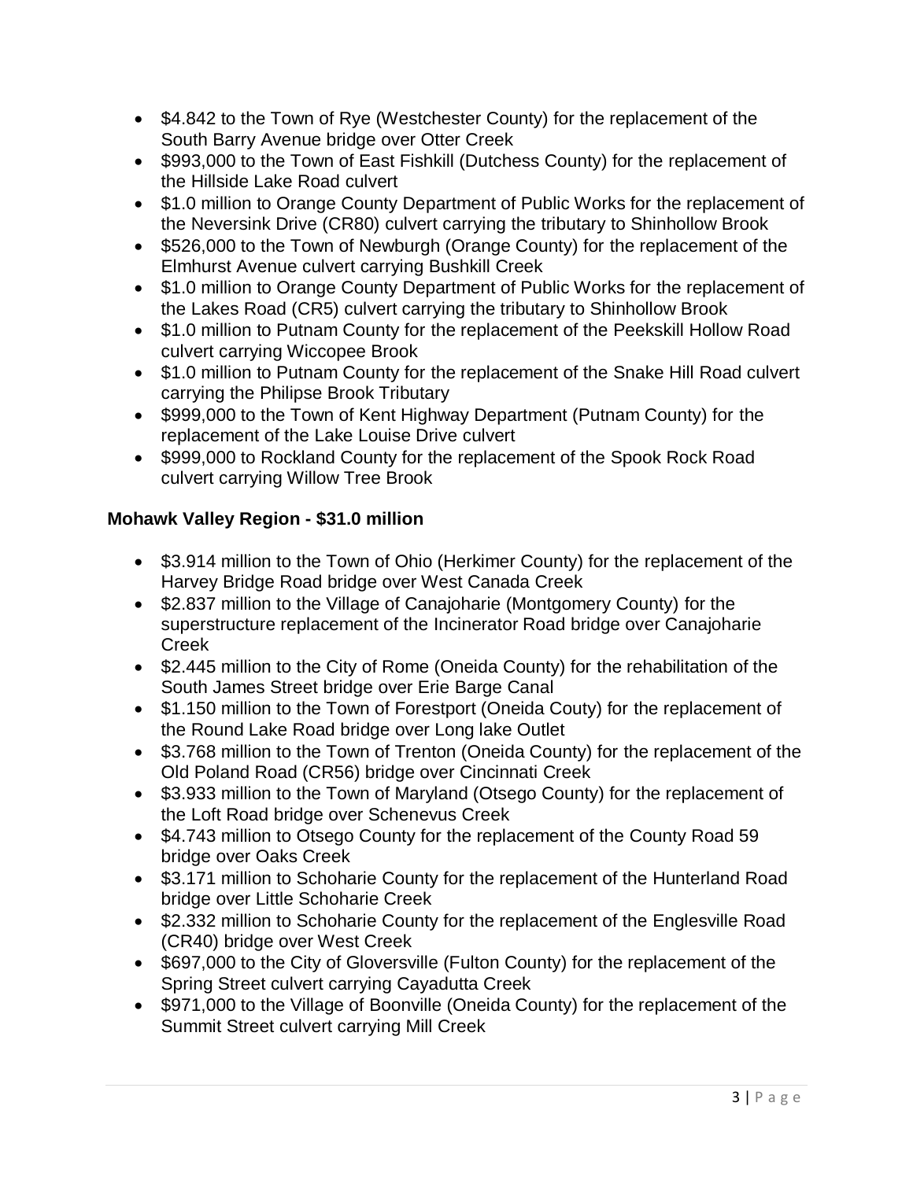- $4.842 to the Town of Rye (Westchester County) for the replacement of the South Barry Avenue bridge over Otter Creek
- $993,000 to the Town of East Fishkill (Dutchess County) for the replacement of the Hillside Lake Road culvert
- $1.0 million to Orange County Department of Public Works for the replacement of the Neversink Drive (CR80) culvert carrying the tributary to Shinhollow Brook
- $526,000 to the Town of Newburgh (Orange County) for the replacement of the Elmhurst Avenue culvert carrying Bushkill Creek
- $1.0 million to Orange County Department of Public Works for the replacement of the Lakes Road (CR5) culvert carrying the tributary to Shinhollow Brook
- $1.0 million to Putnam County for the replacement of the Peekskill Hollow Road culvert carrying Wiccopee Brook
- $1.0 million to Putnam County for the replacement of the Snake Hill Road culvert carrying the Philipse Brook Tributary
- $999,000 to the Town of Kent Highway Department (Putnam County) for the replacement of the Lake Louise Drive culvert
- $999,000 to Rockland County for the replacement of the Spook Rock Road culvert carrying Willow Tree Brook

**Mohawk Valley Region - $31.0 million**

- $3.914 million to the Town of Ohio (Herkimer County) for the replacement of the Harvey Bridge Road bridge over West Canada Creek
- $2.837 million to the Village of Canajoharie (Montgomery County) for the superstructure replacement of the Incinerator Road bridge over Canajoharie Creek
- $2.445 million to the City of Rome (Oneida County) for the rehabilitation of the South James Street bridge over Erie Barge Canal
- $1.150 million to the Town of Forestport (Oneida Couty) for the replacement of the Round Lake Road bridge over Long lake Outlet
- $3.768 million to the Town of Trenton (Oneida County) for the replacement of the Old Poland Road (CR56) bridge over Cincinnati Creek
- $3.933 million to the Town of Maryland (Otsego County) for the replacement of the Loft Road bridge over Schenevus Creek
- $4.743 million to Otsego County for the replacement of the County Road 59 bridge over Oaks Creek
- $3.171 million to Schoharie County for the replacement of the Hunterland Road bridge over Little Schoharie Creek
- $2.332 million to Schoharie County for the replacement of the Englesville Road (CR40) bridge over West Creek
- $697,000 to the City of Gloversville (Fulton County) for the replacement of the Spring Street culvert carrying Cayadutta Creek
- $971,000 to the Village of Boonville (Oneida County) for the replacement of the Summit Street culvert carrying Mill Creek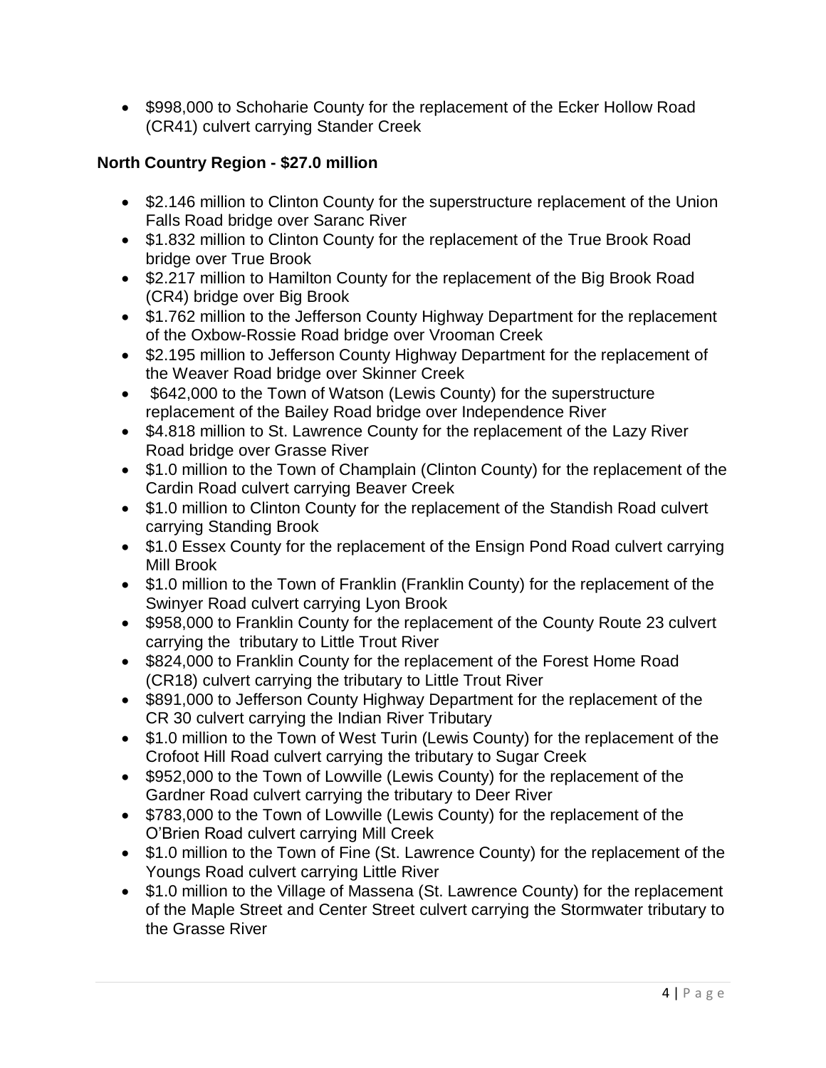- $998,000 to Schoharie County for the replacement of the Ecker Hollow Road (CR41) culvert carrying Stander Creek

## North Country Region - $27.0 million

- $2.146 million to Clinton County for the superstructure replacement of the Union Falls Road bridge over Saranc River
- $1.832 million to Clinton County for the replacement of the True Brook Road bridge over True Brook
- $2.217 million to Hamilton County for the replacement of the Big Brook Road (CR4) bridge over Big Brook
- $1.762 million to the Jefferson County Highway Department for the replacement of the Oxbow-Rossie Road bridge over Vrooman Creek
- $2.195 million to Jefferson County Highway Department for the replacement of the Weaver Road bridge over Skinner Creek
- $642,000 to the Town of Watson (Lewis County) for the superstructure replacement of the Bailey Road bridge over Independence River
- $4.818 million to St. Lawrence County for the replacement of the Lazy River Road bridge over Grasse River
- $1.0 million to the Town of Champlain (Clinton County) for the replacement of the Cardin Road culvert carrying Beaver Creek
- $1.0 million to Clinton County for the replacement of the Standish Road culvert carrying Standing Brook
- $1.0 Essex County for the replacement of the Ensign Pond Road culvert carrying Mill Brook
- $1.0 million to the Town of Franklin (Franklin County) for the replacement of the Swinyer Road culvert carrying Lyon Brook
- $958,000 to Franklin County for the replacement of the County Route 23 culvert carrying the tributary to Little Trout River
- $824,000 to Franklin County for the replacement of the Forest Home Road (CR18) culvert carrying the tributary to Little Trout River
- $891,000 to Jefferson County Highway Department for the replacement of the CR 30 culvert carrying the Indian River Tributary
- $1.0 million to the Town of West Turin (Lewis County) for the replacement of the Crofoot Hill Road culvert carrying the tributary to Sugar Creek
- $952,000 to the Town of Lowville (Lewis County) for the replacement of the Gardner Road culvert carrying the tributary to Deer River
- $783,000 to the Town of Lowville (Lewis County) for the replacement of the O'Brien Road culvert carrying Mill Creek
- $1.0 million to the Town of Fine (St. Lawrence County) for the replacement of the Youngs Road culvert carrying Little River
- $1.0 million to the Village of Massena (St. Lawrence County) for the replacement of the Maple Street and Center Street culvert carrying the Stormwater tributary to the Grasse River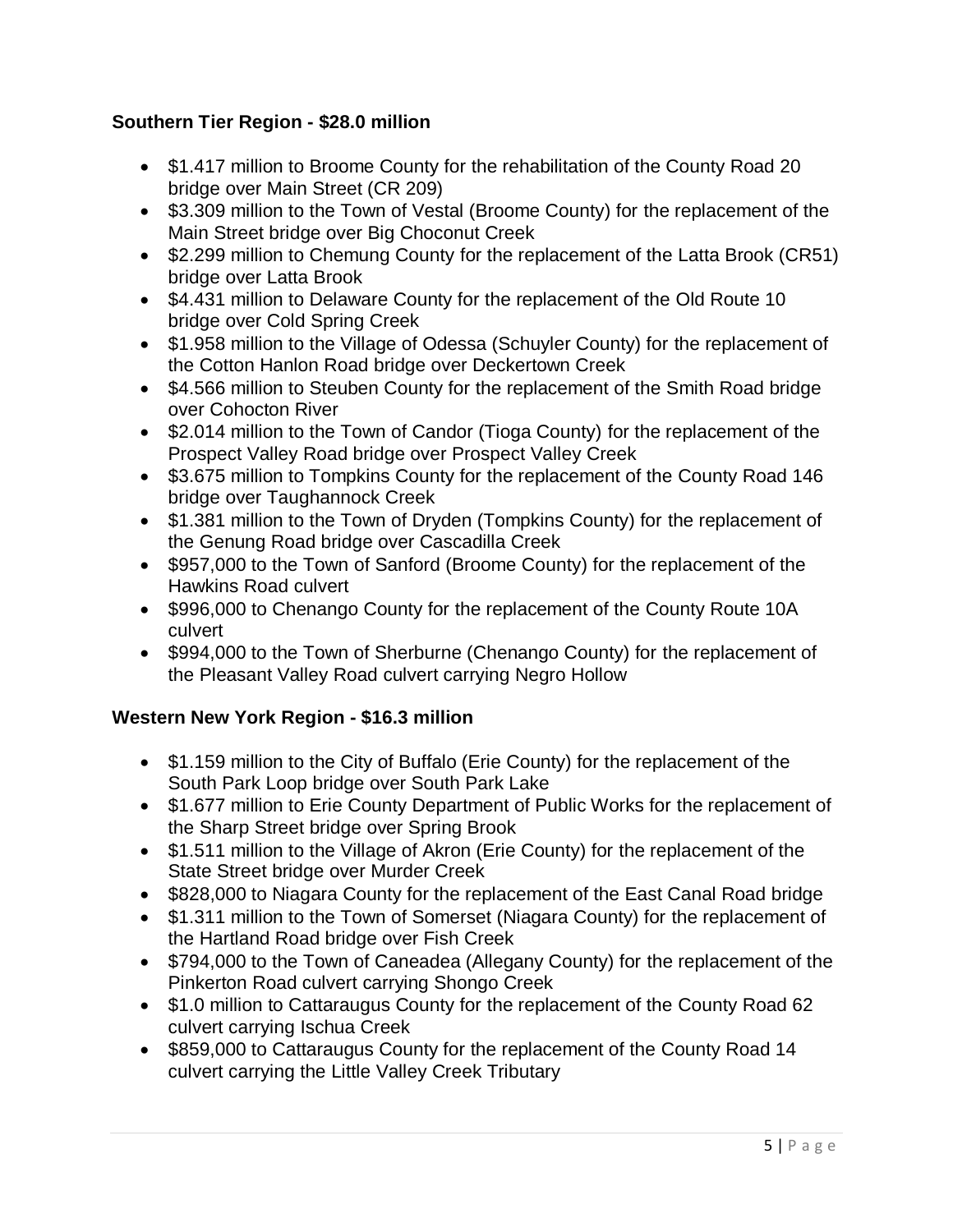**Southern Tier Region - $28.0 million**

- $1.417 million to Broome County for the rehabilitation of the County Road 20 bridge over Main Street (CR 209)
- $3.309 million to the Town of Vestal (Broome County) for the replacement of the Main Street bridge over Big Choconut Creek
- $2.299 million to Chemung County for the replacement of the Latta Brook (CR51) bridge over Latta Brook
- $4.431 million to Delaware County for the replacement of the Old Route 10 bridge over Cold Spring Creek
- $1.958 million to the Village of Odessa (Schuyler County) for the replacement of the Cotton Hanlon Road bridge over Deckertown Creek
- $4.566 million to Steuben County for the replacement of the Smith Road bridge over Cohocton River
- $2.014 million to the Town of Candor (Tioga County) for the replacement of the Prospect Valley Road bridge over Prospect Valley Creek
- $3.675 million to Tompkins County for the replacement of the County Road 146 bridge over Taughannock Creek
- $1.381 million to the Town of Dryden (Tompkins County) for the replacement of the Genung Road bridge over Cascadilla Creek
- $957,000 to the Town of Sanford (Broome County) for the replacement of the Hawkins Road culvert
- $996,000 to Chenango County for the replacement of the County Route 10A culvert
- $994,000 to the Town of Sherburne (Chenango County) for the replacement of the Pleasant Valley Road culvert carrying Negro Hollow

**Western New York Region - $16.3 million**

- $1.159 million to the City of Buffalo (Erie County) for the replacement of the South Park Loop bridge over South Park Lake
- $1.677 million to Erie County Department of Public Works for the replacement of the Sharp Street bridge over Spring Brook
- $1.511 million to the Village of Akron (Erie County) for the replacement of the State Street bridge over Murder Creek
- $828,000 to Niagara County for the replacement of the East Canal Road bridge
- $1.311 million to the Town of Somerset (Niagara County) for the replacement of the Hartland Road bridge over Fish Creek
- $794,000 to the Town of Caneadea (Allegany County) for the replacement of the Pinkerton Road culvert carrying Shongo Creek
- $1.0 million to Cattaraugus County for the replacement of the County Road 62 culvert carrying Ischua Creek
- $859,000 to Cattaraugus County for the replacement of the County Road 14 culvert carrying the Little Valley Creek Tributary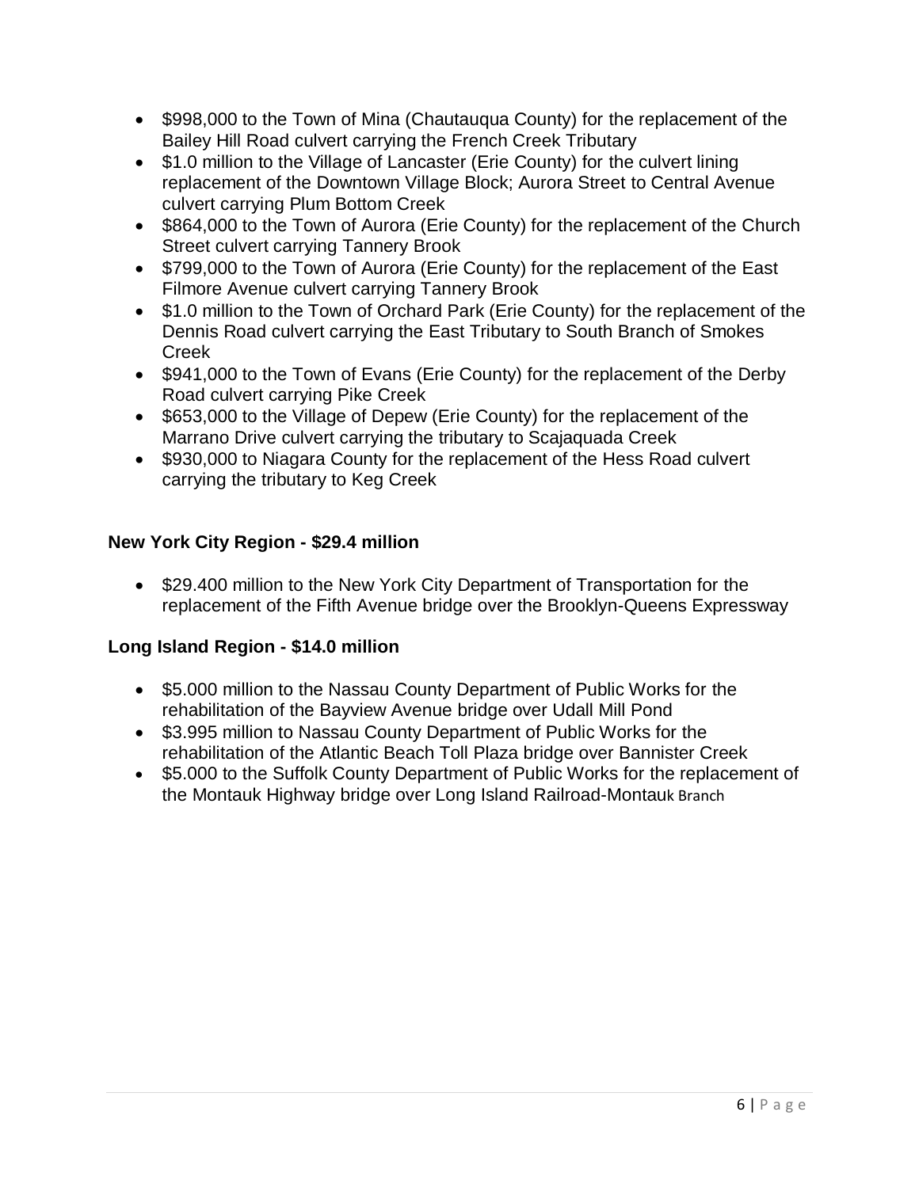- $998,000 to the Town of Mina (Chautauqua County) for the replacement of the Bailey Hill Road culvert carrying the French Creek Tributary
- $1.0 million to the Village of Lancaster (Erie County) for the culvert lining replacement of the Downtown Village Block; Aurora Street to Central Avenue culvert carrying Plum Bottom Creek
- $864,000 to the Town of Aurora (Erie County) for the replacement of the Church Street culvert carrying Tannery Brook
- $799,000 to the Town of Aurora (Erie County) for the replacement of the East Filmore Avenue culvert carrying Tannery Brook
- $1.0 million to the Town of Orchard Park (Erie County) for the replacement of the Dennis Road culvert carrying the East Tributary to South Branch of Smokes Creek
- $941,000 to the Town of Evans (Erie County) for the replacement of the Derby Road culvert carrying Pike Creek
- $653,000 to the Village of Depew (Erie County) for the replacement of the Marrano Drive culvert carrying the tributary to Scajaquada Creek
- $930,000 to Niagara County for the replacement of the Hess Road culvert carrying the tributary to Keg Creek

**New York City Region - $29.4 million**

- $29.400 million to the New York City Department of Transportation for the replacement of the Fifth Avenue bridge over the Brooklyn-Queens Expressway

**Long Island Region - $14.0 million**

- $5.000 million to the Nassau County Department of Public Works for the rehabilitation of the Bayview Avenue bridge over Udall Mill Pond
- $3.995 million to Nassau County Department of Public Works for the rehabilitation of the Atlantic Beach Toll Plaza bridge over Bannister Creek
- $5.000 to the Suffolk County Department of Public Works for the replacement of the Montauk Highway bridge over Long Island Railroad-Montauk Branch